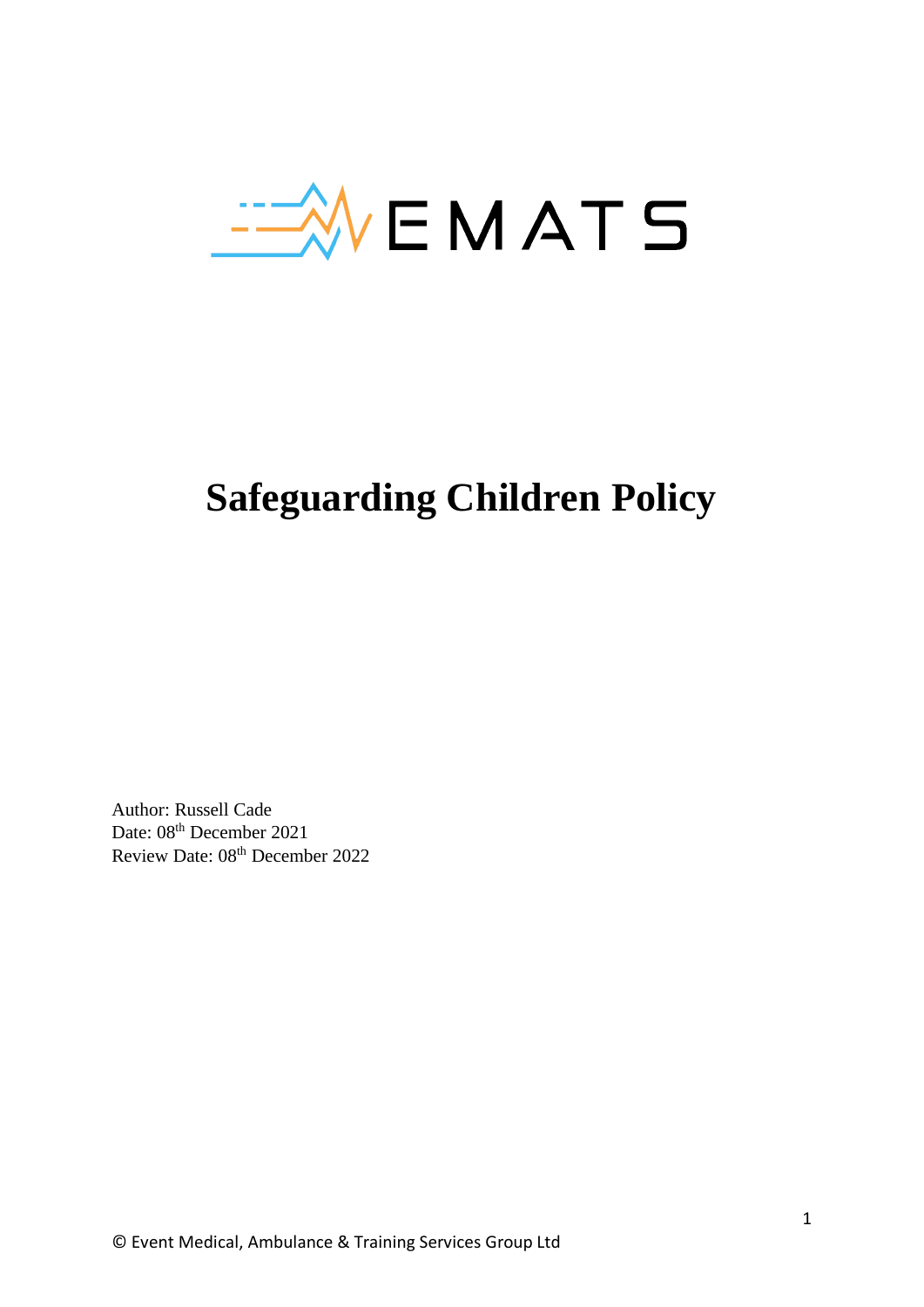EMATS

# Safeguarding Children Policy

Author: Russell Cade
Date: 08th December 2021
Review Date: 08th December 2022

© Event Medical, Ambulance & Training Services Group Ltd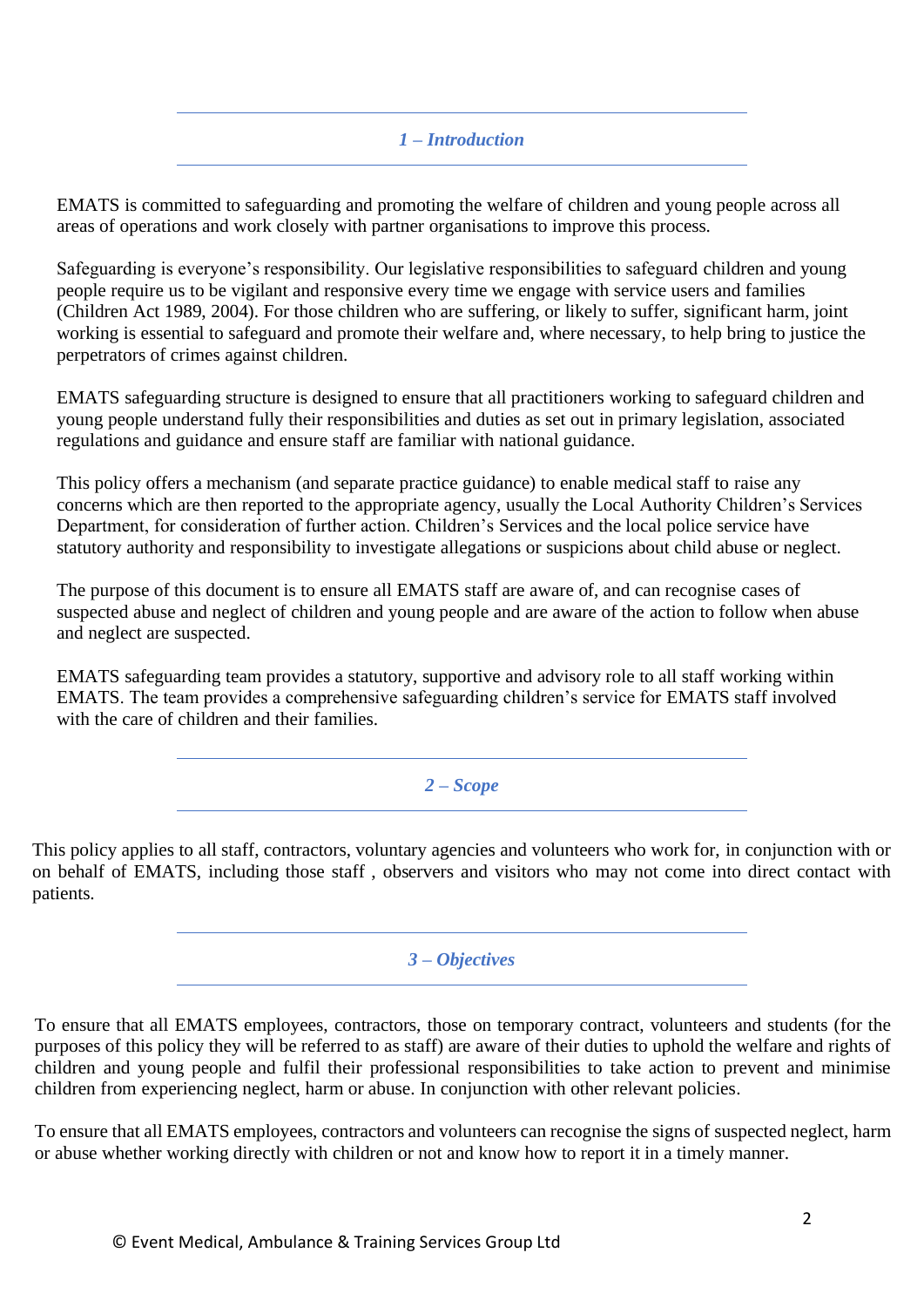## *1 – Introduction*

EMATS is committed to safeguarding and promoting the welfare of children and young people across all areas of operations and work closely with partner organisations to improve this process.

Safeguarding is everyone's responsibility. Our legislative responsibilities to safeguard children and young people require us to be vigilant and responsive every time we engage with service users and families (Children Act 1989, 2004). For those children who are suffering, or likely to suffer, significant harm, joint working is essential to safeguard and promote their welfare and, where necessary, to help bring to justice the perpetrators of crimes against children.

EMATS safeguarding structure is designed to ensure that all practitioners working to safeguard children and young people understand fully their responsibilities and duties as set out in primary legislation, associated regulations and guidance and ensure staff are familiar with national guidance.

This policy offers a mechanism (and separate practice guidance) to enable medical staff to raise any concerns which are then reported to the appropriate agency, usually the Local Authority Children's Services Department, for consideration of further action. Children's Services and the local police service have statutory authority and responsibility to investigate allegations or suspicions about child abuse or neglect.

The purpose of this document is to ensure all EMATS staff are aware of, and can recognise cases of suspected abuse and neglect of children and young people and are aware of the action to follow when abuse and neglect are suspected.

EMATS safeguarding team provides a statutory, supportive and advisory role to all staff working within EMATS. The team provides a comprehensive safeguarding children's service for EMATS staff involved with the care of children and their families.

## *2 – Scope*

This policy applies to all staff, contractors, voluntary agencies and volunteers who work for, in conjunction with or on behalf of EMATS, including those staff , observers and visitors who may not come into direct contact with patients.

## *3 – Objectives*

To ensure that all EMATS employees, contractors, those on temporary contract, volunteers and students (for the purposes of this policy they will be referred to as staff) are aware of their duties to uphold the welfare and rights of children and young people and fulfil their professional responsibilities to take action to prevent and minimise children from experiencing neglect, harm or abuse. In conjunction with other relevant policies.

To ensure that all EMATS employees, contractors and volunteers can recognise the signs of suspected neglect, harm or abuse whether working directly with children or not and know how to report it in a timely manner.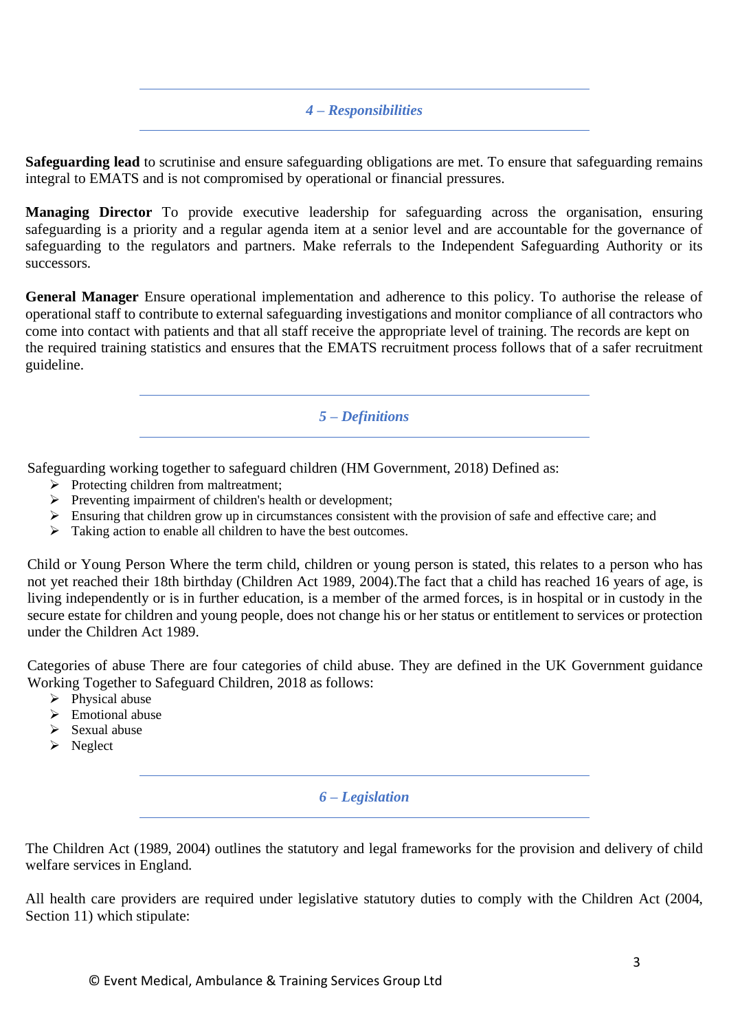## *4 – Responsibilities*

**Safeguarding lead** to scrutinise and ensure safeguarding obligations are met. To ensure that safeguarding remains integral to EMATS and is not compromised by operational or financial pressures.

**Managing Director** To provide executive leadership for safeguarding across the organisation, ensuring safeguarding is a priority and a regular agenda item at a senior level and are accountable for the governance of safeguarding to the regulators and partners. Make referrals to the Independent Safeguarding Authority or its successors.

**General Manager** Ensure operational implementation and adherence to this policy. To authorise the release of operational staff to contribute to external safeguarding investigations and monitor compliance of all contractors who come into contact with patients and that all staff receive the appropriate level of training. The records are kept on the required training statistics and ensures that the EMATS recruitment process follows that of a safer recruitment guideline.

## *5 – Definitions*

Safeguarding working together to safeguard children (HM Government, 2018) Defined as:

- Protecting children from maltreatment;
- Preventing impairment of children's health or development;
- Ensuring that children grow up in circumstances consistent with the provision of safe and effective care; and
- Taking action to enable all children to have the best outcomes.

Child or Young Person Where the term child, children or young person is stated, this relates to a person who has not yet reached their 18th birthday (Children Act 1989, 2004).The fact that a child has reached 16 years of age, is living independently or is in further education, is a member of the armed forces, is in hospital or in custody in the secure estate for children and young people, does not change his or her status or entitlement to services or protection under the Children Act 1989.

Categories of abuse There are four categories of child abuse. They are defined in the UK Government guidance Working Together to Safeguard Children, 2018 as follows:

- Physical abuse
- Emotional abuse
- Sexual abuse
- Neglect

## *6 – Legislation*

The Children Act (1989, 2004) outlines the statutory and legal frameworks for the provision and delivery of child welfare services in England.

All health care providers are required under legislative statutory duties to comply with the Children Act (2004, Section 11) which stipulate: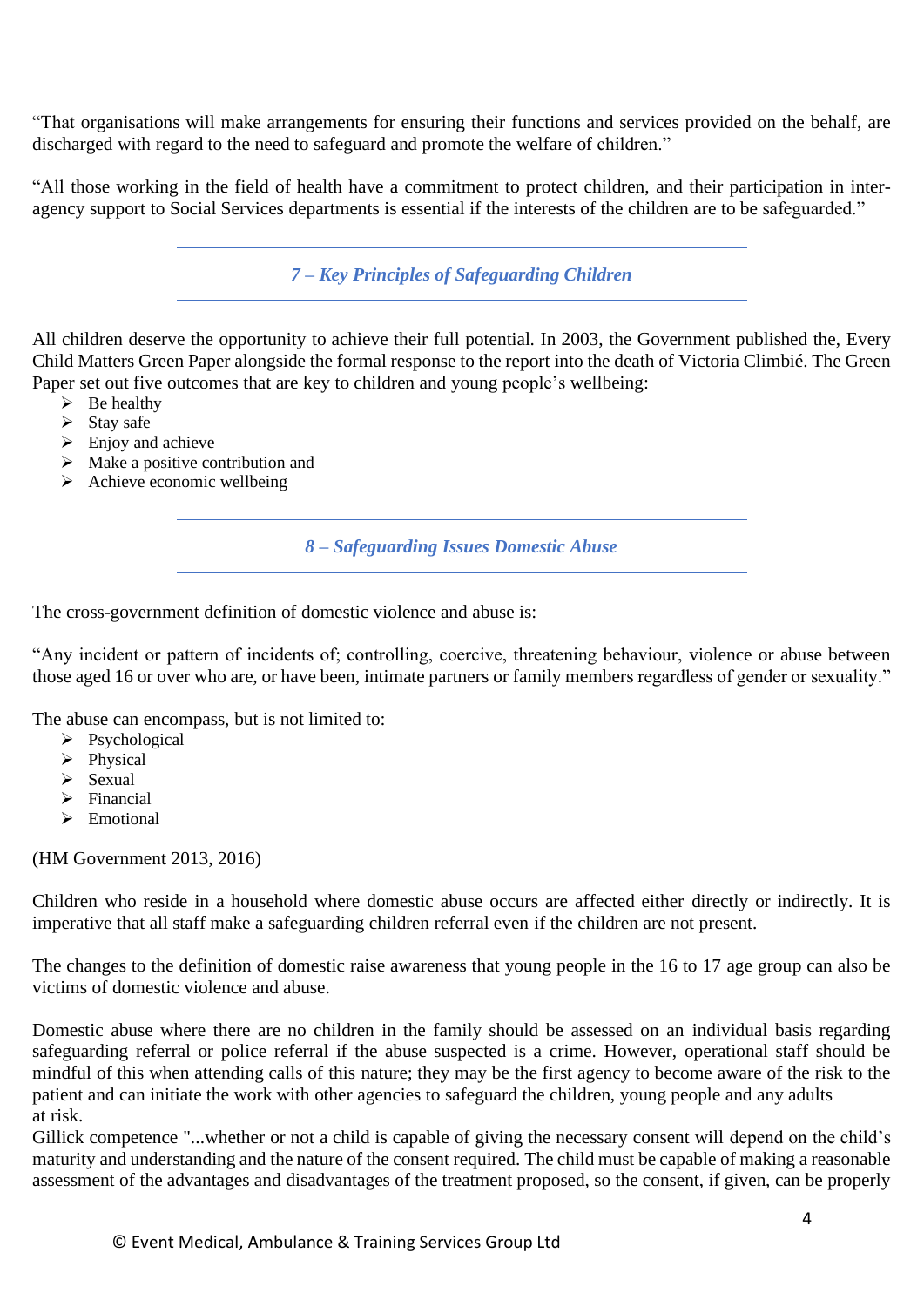"That organisations will make arrangements for ensuring their functions and services provided on the behalf, are discharged with regard to the need to safeguard and promote the welfare of children."

"All those working in the field of health have a commitment to protect children, and their participation in inter-agency support to Social Services departments is essential if the interests of the children are to be safeguarded."

## *7 – Key Principles of Safeguarding Children*

All children deserve the opportunity to achieve their full potential. In 2003, the Government published the, Every Child Matters Green Paper alongside the formal response to the report into the death of Victoria Climbié. The Green Paper set out five outcomes that are key to children and young people's wellbeing:

- Be healthy
- Stay safe
- Enjoy and achieve
- Make a positive contribution and
- Achieve economic wellbeing

## *8 – Safeguarding Issues Domestic Abuse*

The cross-government definition of domestic violence and abuse is:

"Any incident or pattern of incidents of; controlling, coercive, threatening behaviour, violence or abuse between those aged 16 or over who are, or have been, intimate partners or family members regardless of gender or sexuality."

The abuse can encompass, but is not limited to:

- Psychological
- Physical
- Sexual
- Financial
- Emotional

(HM Government 2013, 2016)

Children who reside in a household where domestic abuse occurs are affected either directly or indirectly. It is imperative that all staff make a safeguarding children referral even if the children are not present.

The changes to the definition of domestic raise awareness that young people in the 16 to 17 age group can also be victims of domestic violence and abuse.

Domestic abuse where there are no children in the family should be assessed on an individual basis regarding safeguarding referral or police referral if the abuse suspected is a crime. However, operational staff should be mindful of this when attending calls of this nature; they may be the first agency to become aware of the risk to the patient and can initiate the work with other agencies to safeguard the children, young people and any adults at risk.

Gillick competence "...whether or not a child is capable of giving the necessary consent will depend on the child's maturity and understanding and the nature of the consent required. The child must be capable of making a reasonable assessment of the advantages and disadvantages of the treatment proposed, so the consent, if given, can be properly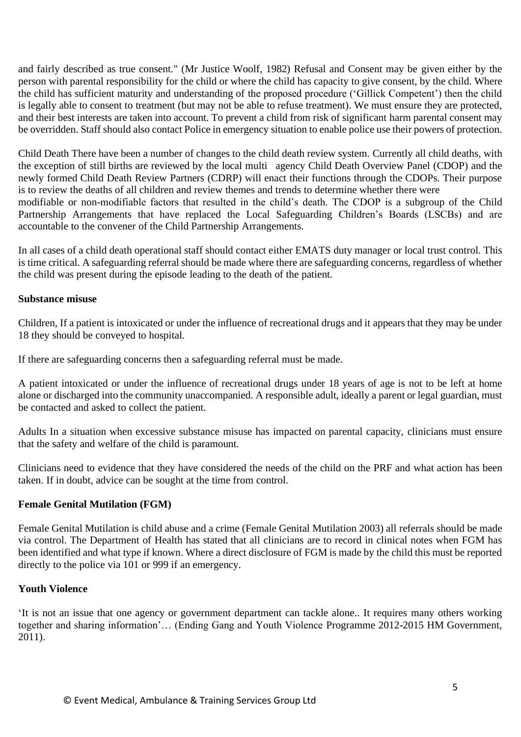and fairly described as true consent." (Mr Justice Woolf, 1982) Refusal and Consent may be given either by the person with parental responsibility for the child or where the child has capacity to give consent, by the child. Where the child has sufficient maturity and understanding of the proposed procedure ('Gillick Competent') then the child is legally able to consent to treatment (but may not be able to refuse treatment). We must ensure they are protected, and their best interests are taken into account. To prevent a child from risk of significant harm parental consent may be overridden. Staff should also contact Police in emergency situation to enable police use their powers of protection.

Child Death There have been a number of changes to the child death review system. Currently all child deaths, with the exception of still births are reviewed by the local multi agency Child Death Overview Panel (CDOP) and the newly formed Child Death Review Partners (CDRP) will enact their functions through the CDOPs. Their purpose is to review the deaths of all children and review themes and trends to determine whether there were modifiable or non-modifiable factors that resulted in the child's death. The CDOP is a subgroup of the Child Partnership Arrangements that have replaced the Local Safeguarding Children's Boards (LSCBs) and are accountable to the convener of the Child Partnership Arrangements.

In all cases of a child death operational staff should contact either EMATS duty manager or local trust control. This is time critical. A safeguarding referral should be made where there are safeguarding concerns, regardless of whether the child was present during the episode leading to the death of the patient.

**Substance misuse**

Children, If a patient is intoxicated or under the influence of recreational drugs and it appears that they may be under 18 they should be conveyed to hospital.

If there are safeguarding concerns then a safeguarding referral must be made.

A patient intoxicated or under the influence of recreational drugs under 18 years of age is not to be left at home alone or discharged into the community unaccompanied. A responsible adult, ideally a parent or legal guardian, must be contacted and asked to collect the patient.

Adults In a situation when excessive substance misuse has impacted on parental capacity, clinicians must ensure that the safety and welfare of the child is paramount.

Clinicians need to evidence that they have considered the needs of the child on the PRF and what action has been taken. If in doubt, advice can be sought at the time from control.

**Female Genital Mutilation (FGM)**

Female Genital Mutilation is child abuse and a crime (Female Genital Mutilation 2003) all referrals should be made via control. The Department of Health has stated that all clinicians are to record in clinical notes when FGM has been identified and what type if known. Where a direct disclosure of FGM is made by the child this must be reported directly to the police via 101 or 999 if an emergency.

**Youth Violence**

'It is not an issue that one agency or government department can tackle alone.. It requires many others working together and sharing information'… (Ending Gang and Youth Violence Programme 2012-2015 HM Government, 2011).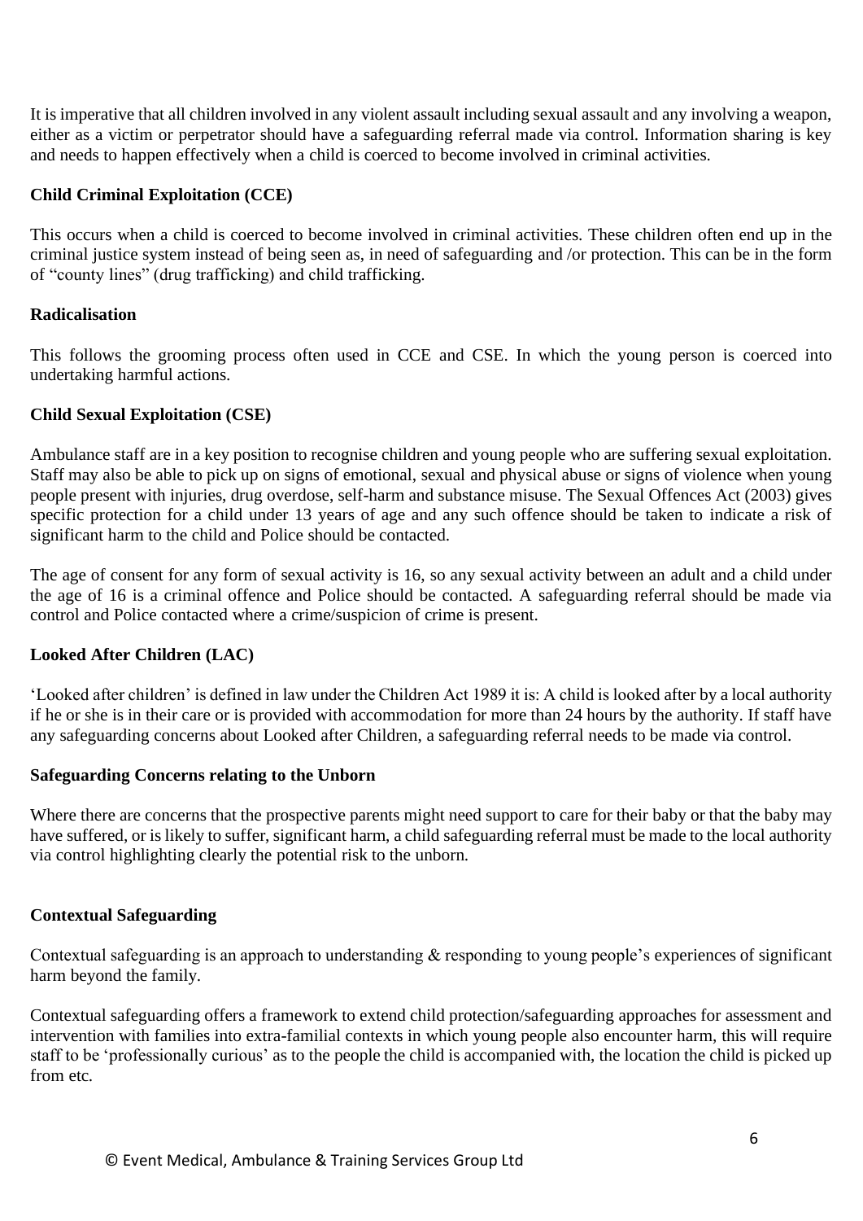It is imperative that all children involved in any violent assault including sexual assault and any involving a weapon, either as a victim or perpetrator should have a safeguarding referral made via control. Information sharing is key and needs to happen effectively when a child is coerced to become involved in criminal activities.

**Child Criminal Exploitation (CCE)**

This occurs when a child is coerced to become involved in criminal activities. These children often end up in the criminal justice system instead of being seen as, in need of safeguarding and /or protection. This can be in the form of "county lines" (drug trafficking) and child trafficking.

**Radicalisation**

This follows the grooming process often used in CCE and CSE. In which the young person is coerced into undertaking harmful actions.

**Child Sexual Exploitation (CSE)**

Ambulance staff are in a key position to recognise children and young people who are suffering sexual exploitation. Staff may also be able to pick up on signs of emotional, sexual and physical abuse or signs of violence when young people present with injuries, drug overdose, self-harm and substance misuse. The Sexual Offences Act (2003) gives specific protection for a child under 13 years of age and any such offence should be taken to indicate a risk of significant harm to the child and Police should be contacted.

The age of consent for any form of sexual activity is 16, so any sexual activity between an adult and a child under the age of 16 is a criminal offence and Police should be contacted. A safeguarding referral should be made via control and Police contacted where a crime/suspicion of crime is present.

**Looked After Children (LAC)**

'Looked after children' is defined in law under the Children Act 1989 it is: A child is looked after by a local authority if he or she is in their care or is provided with accommodation for more than 24 hours by the authority. If staff have any safeguarding concerns about Looked after Children, a safeguarding referral needs to be made via control.

**Safeguarding Concerns relating to the Unborn**

Where there are concerns that the prospective parents might need support to care for their baby or that the baby may have suffered, or is likely to suffer, significant harm, a child safeguarding referral must be made to the local authority via control highlighting clearly the potential risk to the unborn.

**Contextual Safeguarding**

Contextual safeguarding is an approach to understanding & responding to young people's experiences of significant harm beyond the family.

Contextual safeguarding offers a framework to extend child protection/safeguarding approaches for assessment and intervention with families into extra-familial contexts in which young people also encounter harm, this will require staff to be 'professionally curious' as to the people the child is accompanied with, the location the child is picked up from etc.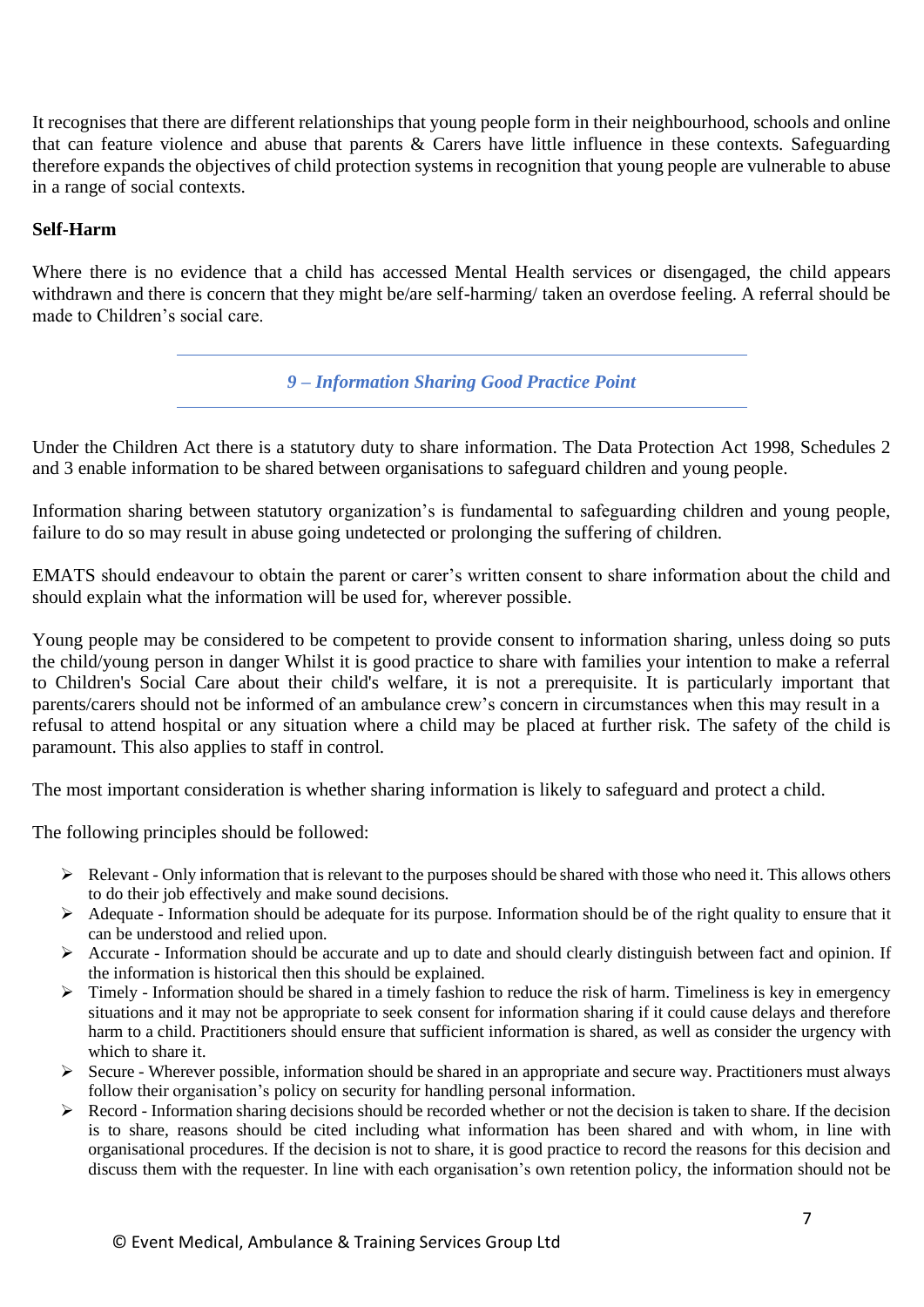It recognises that there are different relationships that young people form in their neighbourhood, schools and online that can feature violence and abuse that parents & Carers have little influence in these contexts. Safeguarding therefore expands the objectives of child protection systems in recognition that young people are vulnerable to abuse in a range of social contexts.

**Self-Harm**

Where there is no evidence that a child has accessed Mental Health services or disengaged, the child appears withdrawn and there is concern that they might be/are self-harming/ taken an overdose feeling. A referral should be made to Children's social care.

## *9 – Information Sharing Good Practice Point*

Under the Children Act there is a statutory duty to share information. The Data Protection Act 1998, Schedules 2 and 3 enable information to be shared between organisations to safeguard children and young people.

Information sharing between statutory organization's is fundamental to safeguarding children and young people, failure to do so may result in abuse going undetected or prolonging the suffering of children.

EMATS should endeavour to obtain the parent or carer's written consent to share information about the child and should explain what the information will be used for, wherever possible.

Young people may be considered to be competent to provide consent to information sharing, unless doing so puts the child/young person in danger Whilst it is good practice to share with families your intention to make a referral to Children's Social Care about their child's welfare, it is not a prerequisite. It is particularly important that parents/carers should not be informed of an ambulance crew's concern in circumstances when this may result in a refusal to attend hospital or any situation where a child may be placed at further risk. The safety of the child is paramount. This also applies to staff in control.

The most important consideration is whether sharing information is likely to safeguard and protect a child.

The following principles should be followed:

- Relevant - Only information that is relevant to the purposes should be shared with those who need it. This allows others to do their job effectively and make sound decisions.
- Adequate - Information should be adequate for its purpose. Information should be of the right quality to ensure that it can be understood and relied upon.
- Accurate - Information should be accurate and up to date and should clearly distinguish between fact and opinion. If the information is historical then this should be explained.
- Timely - Information should be shared in a timely fashion to reduce the risk of harm. Timeliness is key in emergency situations and it may not be appropriate to seek consent for information sharing if it could cause delays and therefore harm to a child. Practitioners should ensure that sufficient information is shared, as well as consider the urgency with which to share it.
- Secure - Wherever possible, information should be shared in an appropriate and secure way. Practitioners must always follow their organisation's policy on security for handling personal information.
- Record - Information sharing decisions should be recorded whether or not the decision is taken to share. If the decision is to share, reasons should be cited including what information has been shared and with whom, in line with organisational procedures. If the decision is not to share, it is good practice to record the reasons for this decision and discuss them with the requester. In line with each organisation's own retention policy, the information should not be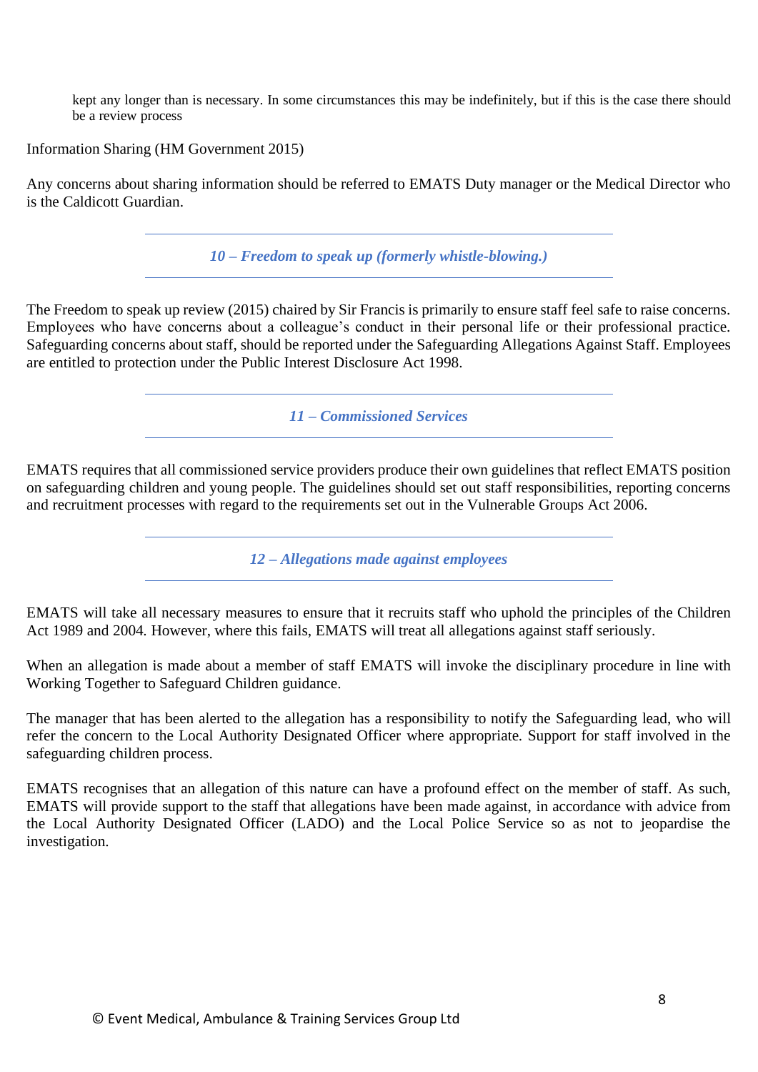kept any longer than is necessary. In some circumstances this may be indefinitely, but if this is the case there should be a review process

Information Sharing (HM Government 2015)

Any concerns about sharing information should be referred to EMATS Duty manager or the Medical Director who is the Caldicott Guardian.

## *10 – Freedom to speak up (formerly whistle-blowing.)*

The Freedom to speak up review (2015) chaired by Sir Francis is primarily to ensure staff feel safe to raise concerns. Employees who have concerns about a colleague's conduct in their personal life or their professional practice. Safeguarding concerns about staff, should be reported under the Safeguarding Allegations Against Staff. Employees are entitled to protection under the Public Interest Disclosure Act 1998.

## *11 – Commissioned Services*

EMATS requires that all commissioned service providers produce their own guidelines that reflect EMATS position on safeguarding children and young people. The guidelines should set out staff responsibilities, reporting concerns and recruitment processes with regard to the requirements set out in the Vulnerable Groups Act 2006.

## *12 – Allegations made against employees*

EMATS will take all necessary measures to ensure that it recruits staff who uphold the principles of the Children Act 1989 and 2004. However, where this fails, EMATS will treat all allegations against staff seriously.

When an allegation is made about a member of staff EMATS will invoke the disciplinary procedure in line with Working Together to Safeguard Children guidance.

The manager that has been alerted to the allegation has a responsibility to notify the Safeguarding lead, who will refer the concern to the Local Authority Designated Officer where appropriate. Support for staff involved in the safeguarding children process.

EMATS recognises that an allegation of this nature can have a profound effect on the member of staff. As such, EMATS will provide support to the staff that allegations have been made against, in accordance with advice from the Local Authority Designated Officer (LADO) and the Local Police Service so as not to jeopardise the investigation.

© Event Medical, Ambulance & Training Services Group Ltd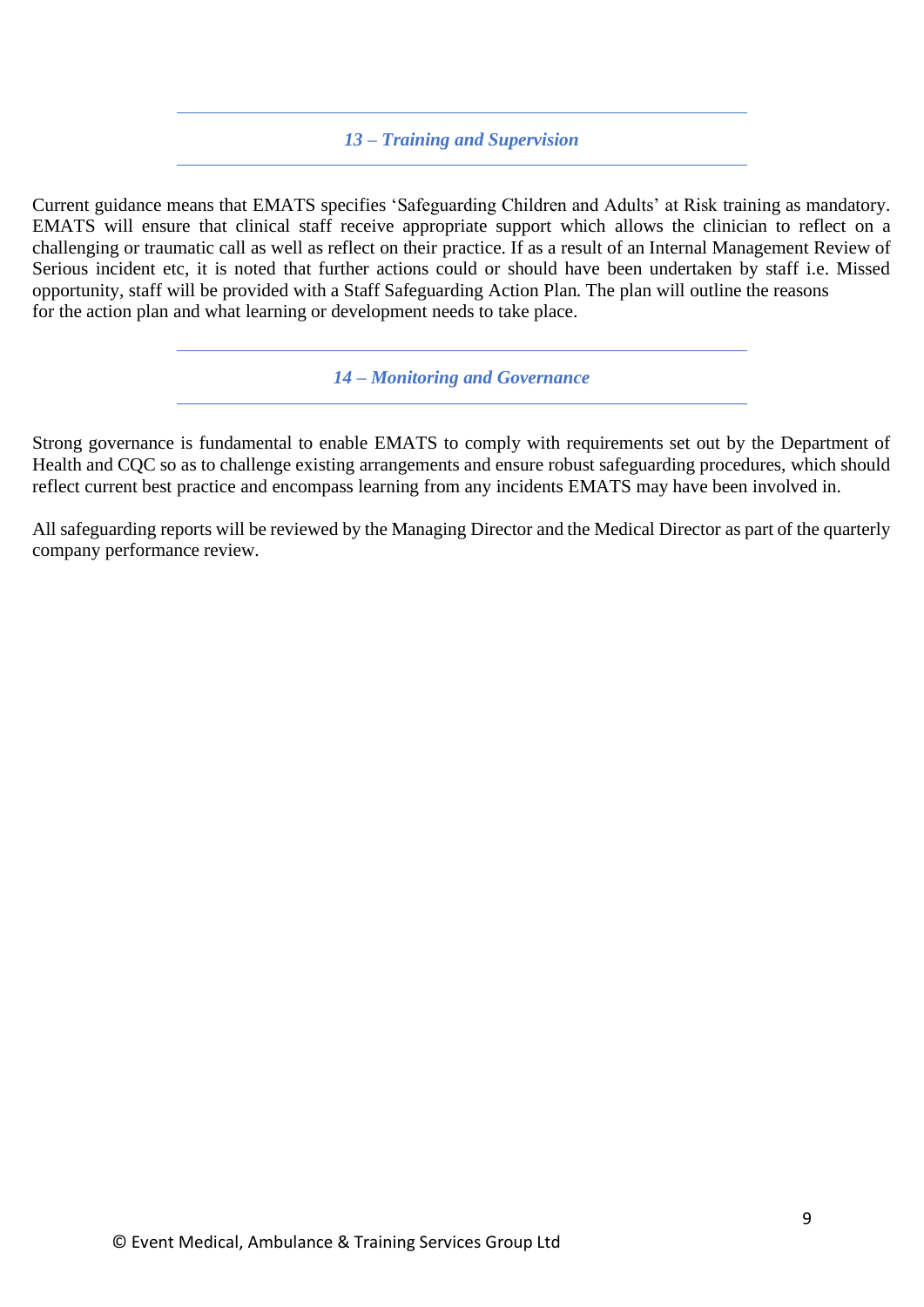## *13 – Training and Supervision*

Current guidance means that EMATS specifies 'Safeguarding Children and Adults' at Risk training as mandatory. EMATS will ensure that clinical staff receive appropriate support which allows the clinician to reflect on a challenging or traumatic call as well as reflect on their practice. If as a result of an Internal Management Review of Serious incident etc, it is noted that further actions could or should have been undertaken by staff i.e. Missed opportunity, staff will be provided with a Staff Safeguarding Action Plan. The plan will outline the reasons for the action plan and what learning or development needs to take place.

## *14 – Monitoring and Governance*

Strong governance is fundamental to enable EMATS to comply with requirements set out by the Department of Health and CQC so as to challenge existing arrangements and ensure robust safeguarding procedures, which should reflect current best practice and encompass learning from any incidents EMATS may have been involved in.

All safeguarding reports will be reviewed by the Managing Director and the Medical Director as part of the quarterly company performance review.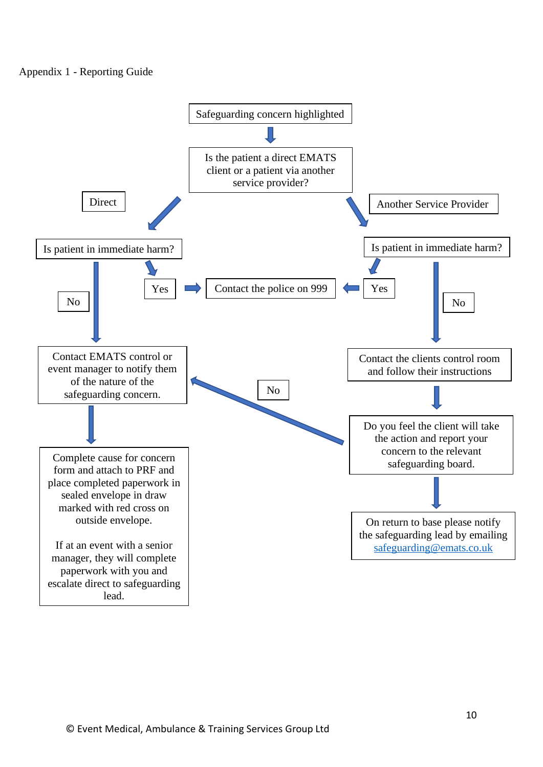Appendix 1 - Reporting Guide

Safeguarding concern highlighted

Is the patient a direct EMATS client or a patient via another service provider?

Direct

Another Service Provider

Is patient in immediate harm?

Is patient in immediate harm?

Yes

Contact the police on 999

Yes

No

No

Contact EMATS control or event manager to notify them of the nature of the safeguarding concern.

Contact the clients control room and follow their instructions

No

Do you feel the client will take the action and report your concern to the relevant safeguarding board.

Complete cause for concern form and attach to PRF and place completed paperwork in sealed envelope in draw marked with red cross on outside envelope.

If at an event with a senior manager, they will complete paperwork with you and escalate direct to safeguarding lead.

On return to base please notify the safeguarding lead by emailing safeguarding@emats.co.uk

© Event Medical, Ambulance & Training Services Group Ltd